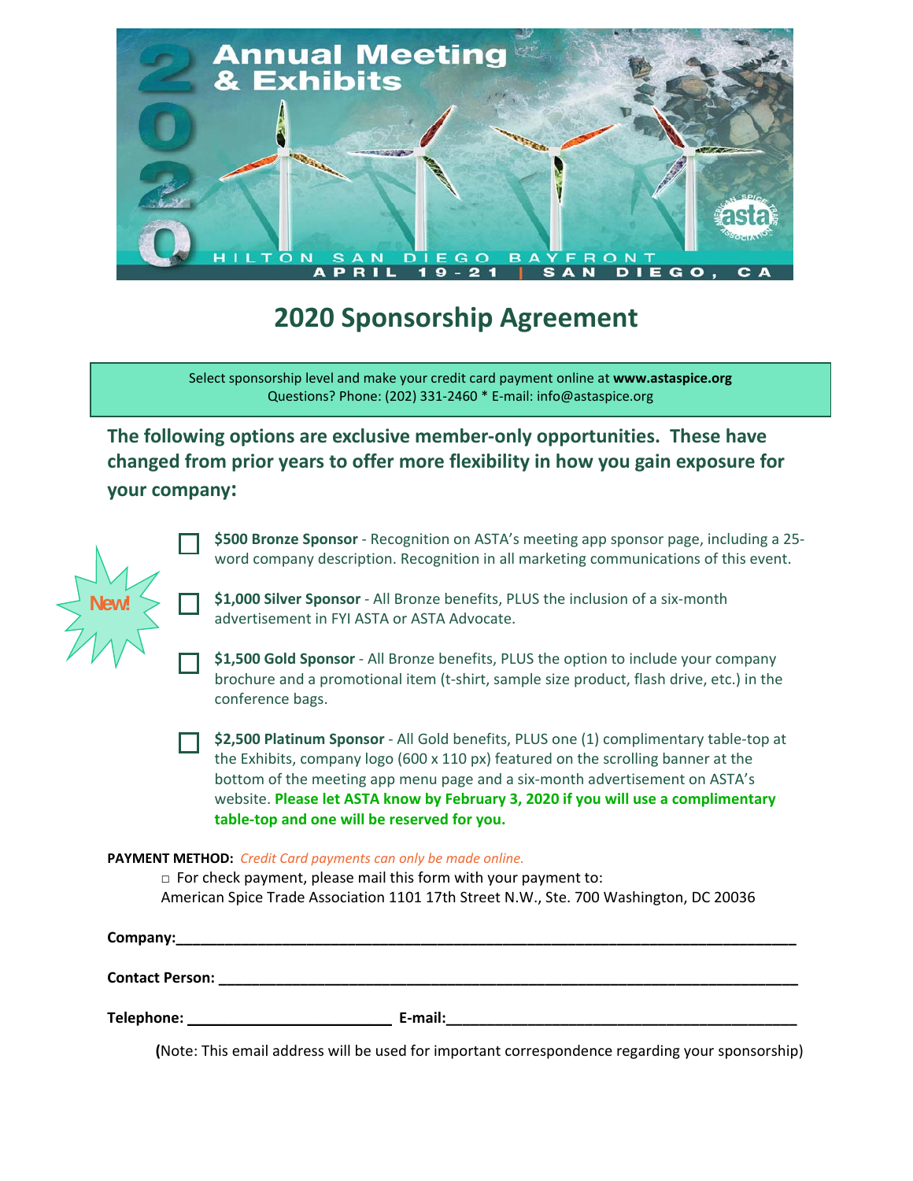# 2020 Annual Meeting & Exhibits

HILTON SAN DIEGO BAYFRONT
APRIL 19-21 | SAN DIEGO, CA

## 2020 Sponsorship Agreement

Select sponsorship level and make your credit card payment online at **www.astaspice.org**
Questions? Phone: (202) 331-2460 * E-mail: info@astaspice.org

### The following options are exclusive member-only opportunities. These have changed from prior years to offer more flexibility in how you gain exposure for your company:

New!

- ☐ **$500 Bronze Sponsor** - Recognition on ASTA's meeting app sponsor page, including a 25-word company description. Recognition in all marketing communications of this event.
- ☐ **$1,000 Silver Sponsor** - All Bronze benefits, PLUS the inclusion of a six-month advertisement in FYI ASTA or ASTA Advocate.
- ☐ **$1,500 Gold Sponsor** - All Bronze benefits, PLUS the option to include your company brochure and a promotional item (t-shirt, sample size product, flash drive, etc.) in the conference bags.
- ☐ **$2,500 Platinum Sponsor** - All Gold benefits, PLUS one (1) complimentary table-top at the Exhibits, company logo (600 x 110 px) featured on the scrolling banner at the bottom of the meeting app menu page and a six-month advertisement on ASTA's website. **Please let ASTA know by February 3, 2020 if you will use a complimentary table-top and one will be reserved for you.**

**PAYMENT METHOD:** *Credit Card payments can only be made online.*

□ For check payment, please mail this form with your payment to:
American Spice Trade Association 1101 17th Street N.W., Ste. 700 Washington, DC 20036

**Company:**\_\_\_\_\_\_\_\_\_\_\_\_\_\_\_\_\_\_\_\_\_\_\_\_\_\_\_\_\_\_\_\_\_\_\_\_\_\_\_\_\_\_\_\_\_\_\_\_\_\_\_\_\_\_\_\_

**Contact Person:** \_\_\_\_\_\_\_\_\_\_\_\_\_\_\_\_\_\_\_\_\_\_\_\_\_\_\_\_\_\_\_\_\_\_\_\_\_\_\_\_\_\_\_\_\_\_\_\_\_\_\_

**Telephone:** \_\_\_\_\_\_\_\_\_\_\_\_\_\_\_\_\_\_\_\_ **E-mail:**\_\_\_\_\_\_\_\_\_\_\_\_\_\_\_\_\_\_\_\_\_\_\_\_\_\_\_\_\_\_\_\_

**(**Note: This email address will be used for important correspondence regarding your sponsorship)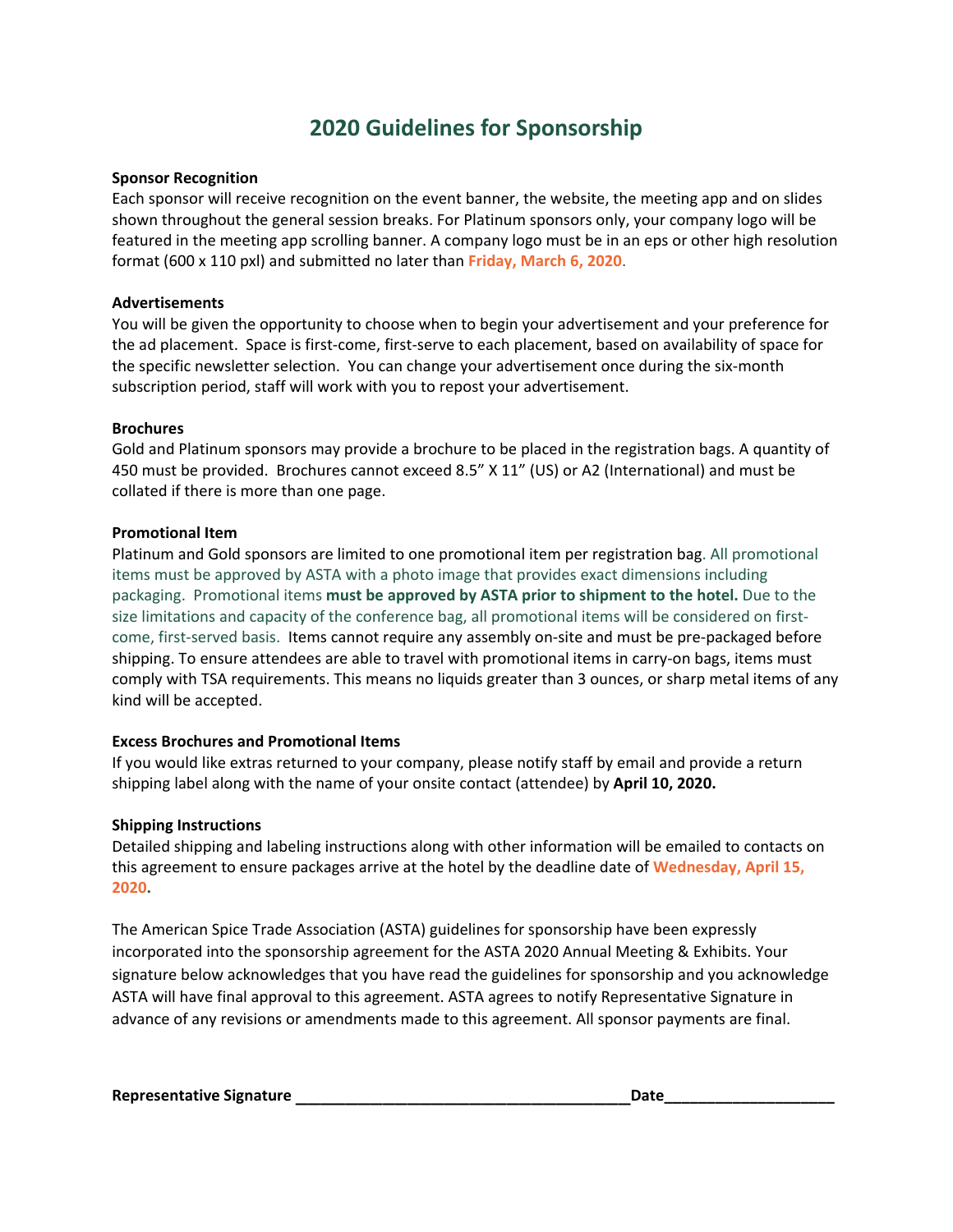# 2020 Guidelines for Sponsorship

**Sponsor Recognition**

Each sponsor will receive recognition on the event banner, the website, the meeting app and on slides shown throughout the general session breaks. For Platinum sponsors only, your company logo will be featured in the meeting app scrolling banner. A company logo must be in an eps or other high resolution format (600 x 110 pxl) and submitted no later than **Friday, March 6, 2020**.

**Advertisements**

You will be given the opportunity to choose when to begin your advertisement and your preference for the ad placement. Space is first-come, first-serve to each placement, based on availability of space for the specific newsletter selection. You can change your advertisement once during the six-month subscription period, staff will work with you to repost your advertisement.

**Brochures**

Gold and Platinum sponsors may provide a brochure to be placed in the registration bags. A quantity of 450 must be provided. Brochures cannot exceed 8.5" X 11" (US) or A2 (International) and must be collated if there is more than one page.

**Promotional Item**

Platinum and Gold sponsors are limited to one promotional item per registration bag. All promotional items must be approved by ASTA with a photo image that provides exact dimensions including packaging. Promotional items **must be approved by ASTA prior to shipment to the hotel.** Due to the size limitations and capacity of the conference bag, all promotional items will be considered on first-come, first-served basis. Items cannot require any assembly on-site and must be pre-packaged before shipping. To ensure attendees are able to travel with promotional items in carry-on bags, items must comply with TSA requirements. This means no liquids greater than 3 ounces, or sharp metal items of any kind will be accepted.

**Excess Brochures and Promotional Items**

If you would like extras returned to your company, please notify staff by email and provide a return shipping label along with the name of your onsite contact (attendee) by **April 10, 2020.**

**Shipping Instructions**

Detailed shipping and labeling instructions along with other information will be emailed to contacts on this agreement to ensure packages arrive at the hotel by the deadline date of **Wednesday, April 15, 2020.**

The American Spice Trade Association (ASTA) guidelines for sponsorship have been expressly incorporated into the sponsorship agreement for the ASTA 2020 Annual Meeting & Exhibits. Your signature below acknowledges that you have read the guidelines for sponsorship and you acknowledge ASTA will have final approval to this agreement. ASTA agrees to notify Representative Signature in advance of any revisions or amendments made to this agreement. All sponsor payments are final.

**Representative Signature \_\_\_\_\_\_\_\_\_\_\_\_\_\_\_\_\_\_\_\_\_\_\_\_\_\_\_\_\_\_\_\_\_\_\_\_\_\_\_\_Date\_\_\_\_\_\_\_\_\_\_\_\_\_\_\_\_\_\_\_\_**